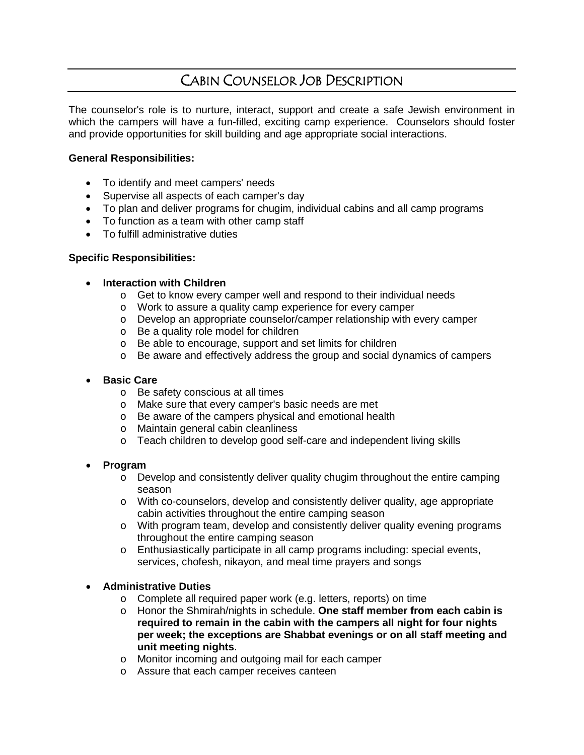# CABIN COUNSELOR JOB DESCRIPTION

The counselor's role is to nurture, interact, support and create a safe Jewish environment in which the campers will have a fun-filled, exciting camp experience. Counselors should foster and provide opportunities for skill building and age appropriate social interactions.

**General Responsibilities:**

- To identify and meet campers' needs
- Supervise all aspects of each camper's day
- To plan and deliver programs for chugim, individual cabins and all camp programs
- To function as a team with other camp staff
- To fulfill administrative duties

**Specific Responsibilities:**

- **Interaction with Children**
  - Get to know every camper well and respond to their individual needs
  - Work to assure a quality camp experience for every camper
  - Develop an appropriate counselor/camper relationship with every camper
  - Be a quality role model for children
  - Be able to encourage, support and set limits for children
  - Be aware and effectively address the group and social dynamics of campers

- **Basic Care**
  - Be safety conscious at all times
  - Make sure that every camper's basic needs are met
  - Be aware of the campers physical and emotional health
  - Maintain general cabin cleanliness
  - Teach children to develop good self-care and independent living skills

- **Program**
  - Develop and consistently deliver quality chugim throughout the entire camping season
  - With co-counselors, develop and consistently deliver quality, age appropriate cabin activities throughout the entire camping season
  - With program team, develop and consistently deliver quality evening programs throughout the entire camping season
  - Enthusiastically participate in all camp programs including: special events, services, chofesh, nikayon, and meal time prayers and songs

- **Administrative Duties**
  - Complete all required paper work (e.g. letters, reports) on time
  - Honor the Shmirah/nights in schedule. **One staff member from each cabin is required to remain in the cabin with the campers all night for four nights per week; the exceptions are Shabbat evenings or on all staff meeting and unit meeting nights**.
  - Monitor incoming and outgoing mail for each camper
  - Assure that each camper receives canteen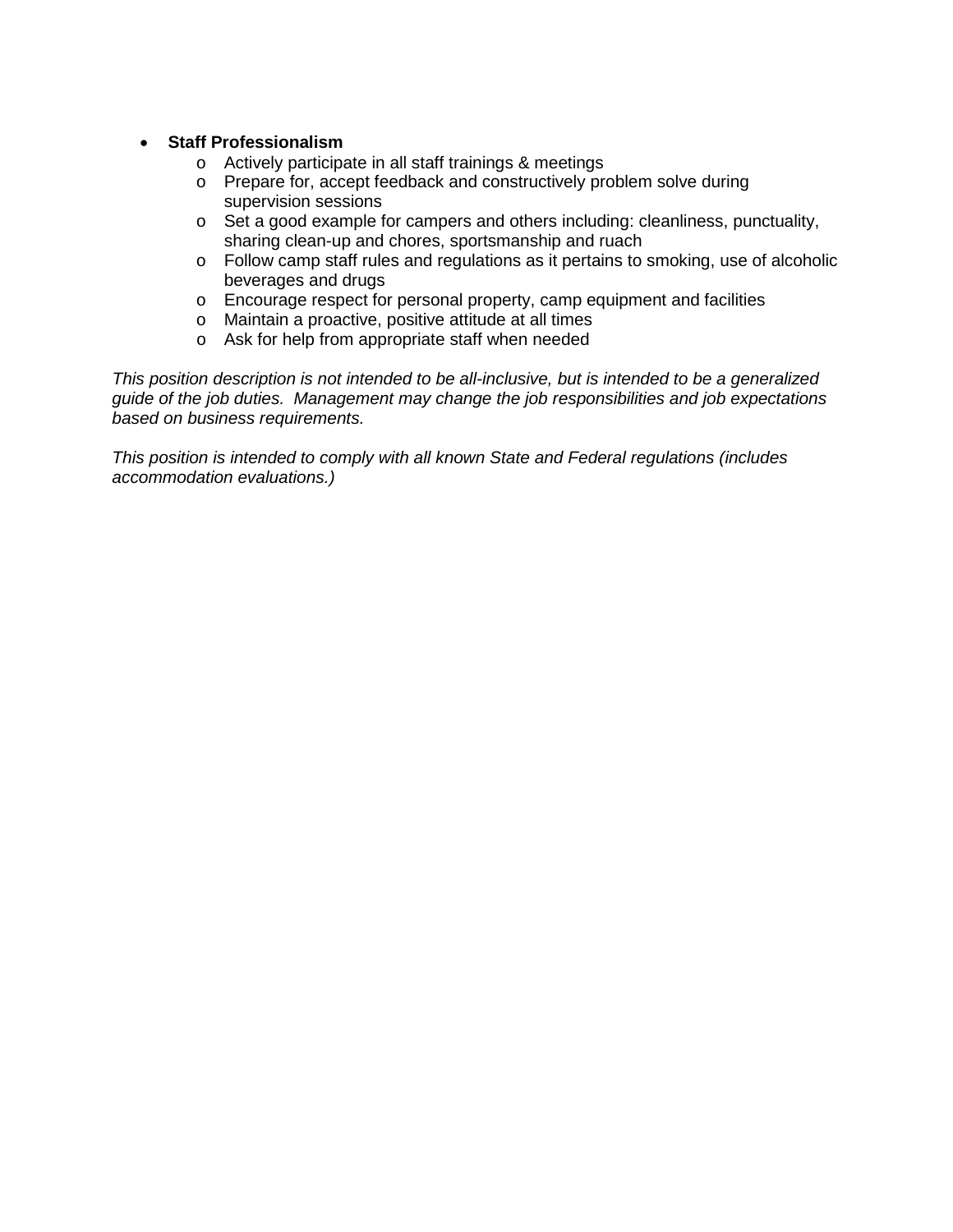- **Staff Professionalism**
  - Actively participate in all staff trainings & meetings
  - Prepare for, accept feedback and constructively problem solve during supervision sessions
  - Set a good example for campers and others including: cleanliness, punctuality, sharing clean-up and chores, sportsmanship and ruach
  - Follow camp staff rules and regulations as it pertains to smoking, use of alcoholic beverages and drugs
  - Encourage respect for personal property, camp equipment and facilities
  - Maintain a proactive, positive attitude at all times
  - Ask for help from appropriate staff when needed

*This position description is not intended to be all-inclusive, but is intended to be a generalized guide of the job duties. Management may change the job responsibilities and job expectations based on business requirements.*

*This position is intended to comply with all known State and Federal regulations (includes accommodation evaluations.)*